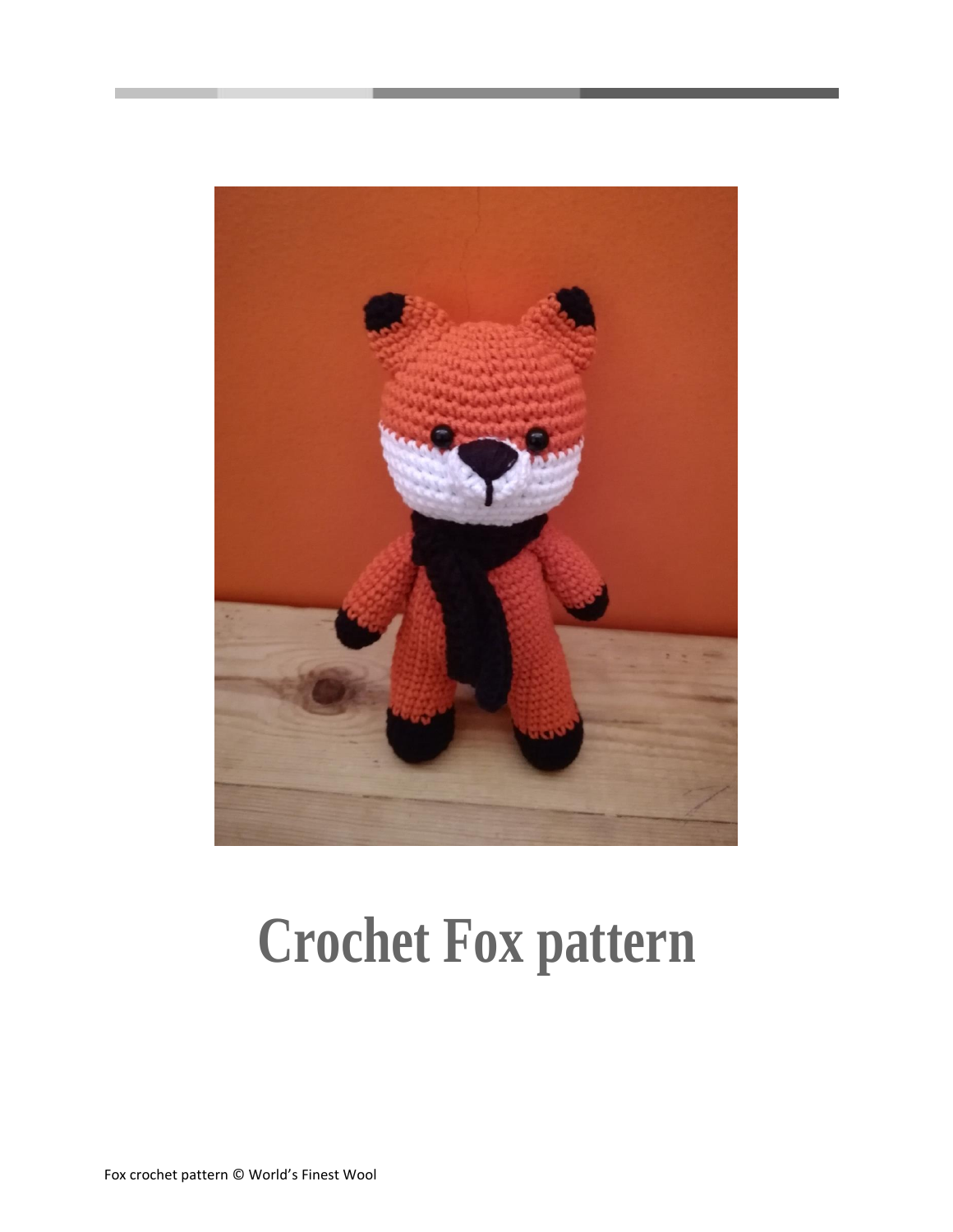# Crochet Fox pattern

Fox crochet pattern © World's Finest Wool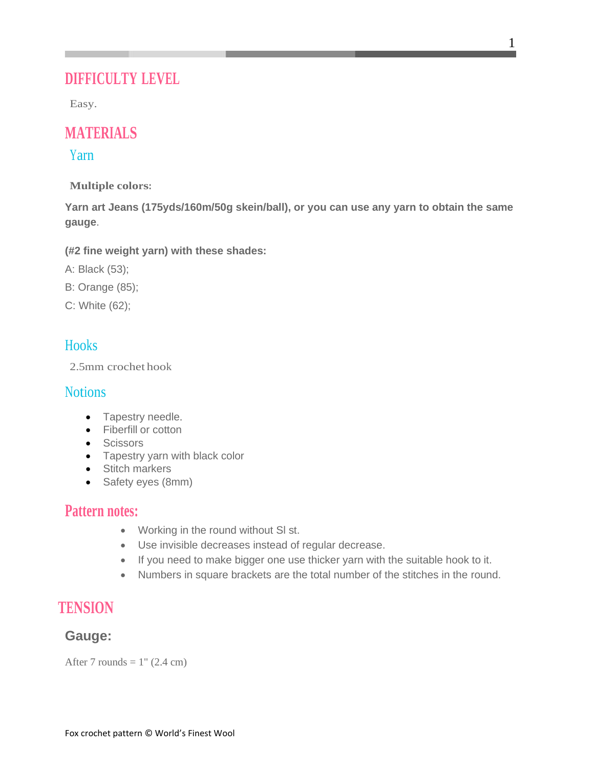## DIFFICULTY LEVEL

Easy.

## MATERIALS

### Yarn

**Multiple colors:**

**Yarn art Jeans (175yds/160m/50g skein/ball), or you can use any yarn to obtain the same gauge**.

**(#2 fine weight yarn) with these shades:**

A: Black (53);

B: Orange (85);

C: White (62);

### Hooks

2.5mm crochet hook

### Notions

- Tapestry needle.
- Fiberfill or cotton
- Scissors
- Tapestry yarn with black color
- Stitch markers
- Safety eyes (8mm)

## Pattern notes:

- Working in the round without Sl st.
- Use invisible decreases instead of regular decrease.
- If you need to make bigger one use thicker yarn with the suitable hook to it.
- Numbers in square brackets are the total number of the stitches in the round.

## TENSION

### Gauge:

After 7 rounds = 1" (2.4 cm)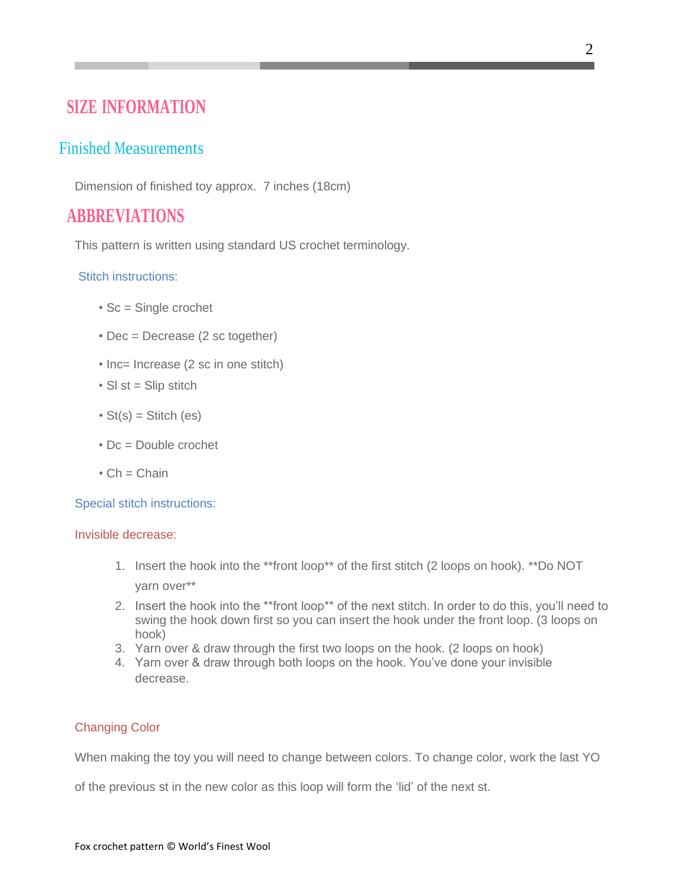## SIZE INFORMATION

### Finished Measurements

Dimension of finished toy approx. 7 inches (18cm)

## ABBREVIATIONS

This pattern is written using standard US crochet terminology.

Stitch instructions:

- Sc = Single crochet
- Dec = Decrease (2 sc together)
- Inc= Increase (2 sc in one stitch)
- Sl st = Slip stitch
- St(s) = Stitch (es)
- Dc = Double crochet
- Ch = Chain

Special stitch instructions:

Invisible decrease:

1. Insert the hook into the **front loop** of the first stitch (2 loops on hook). **Do NOT yarn over**
2. Insert the hook into the **front loop** of the next stitch. In order to do this, you'll need to swing the hook down first so you can insert the hook under the front loop. (3 loops on hook)
3. Yarn over & draw through the first two loops on the hook. (2 loops on hook)
4. Yarn over & draw through both loops on the hook. You've done your invisible decrease.

Changing Color

When making the toy you will need to change between colors. To change color, work the last YO of the previous st in the new color as this loop will form the 'lid' of the next st.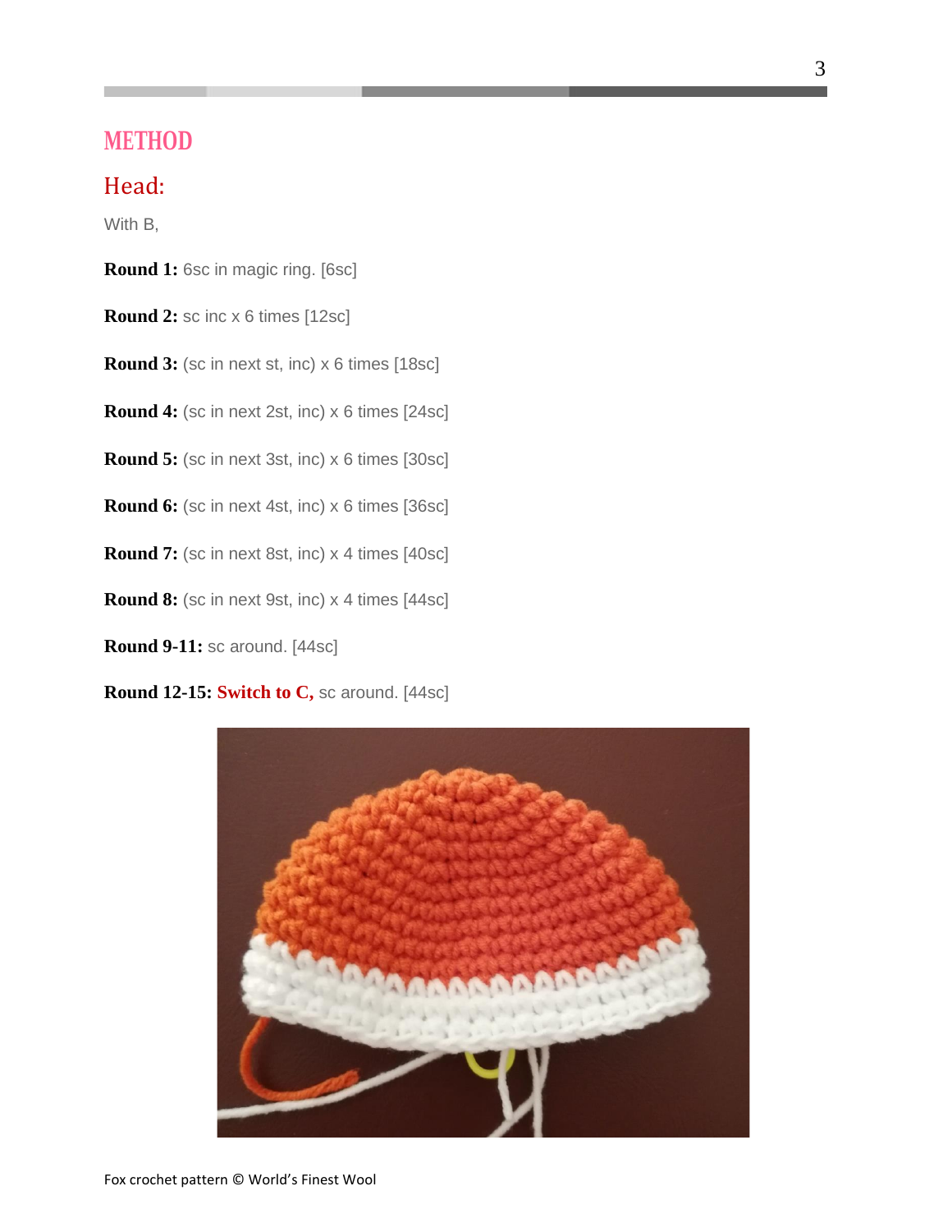# METHOD

## Head:

With B,

**Round 1:** 6sc in magic ring. [6sc]

**Round 2:** sc inc x 6 times [12sc]

**Round 3:** (sc in next st, inc) x 6 times [18sc]

**Round 4:** (sc in next 2st, inc) x 6 times [24sc]

**Round 5:** (sc in next 3st, inc) x 6 times [30sc]

**Round 6:** (sc in next 4st, inc) x 6 times [36sc]

**Round 7:** (sc in next 8st, inc) x 4 times [40sc]

**Round 8:** (sc in next 9st, inc) x 4 times [44sc]

**Round 9-11:** sc around. [44sc]

**Round 12-15:** **Switch to C,** sc around. [44sc]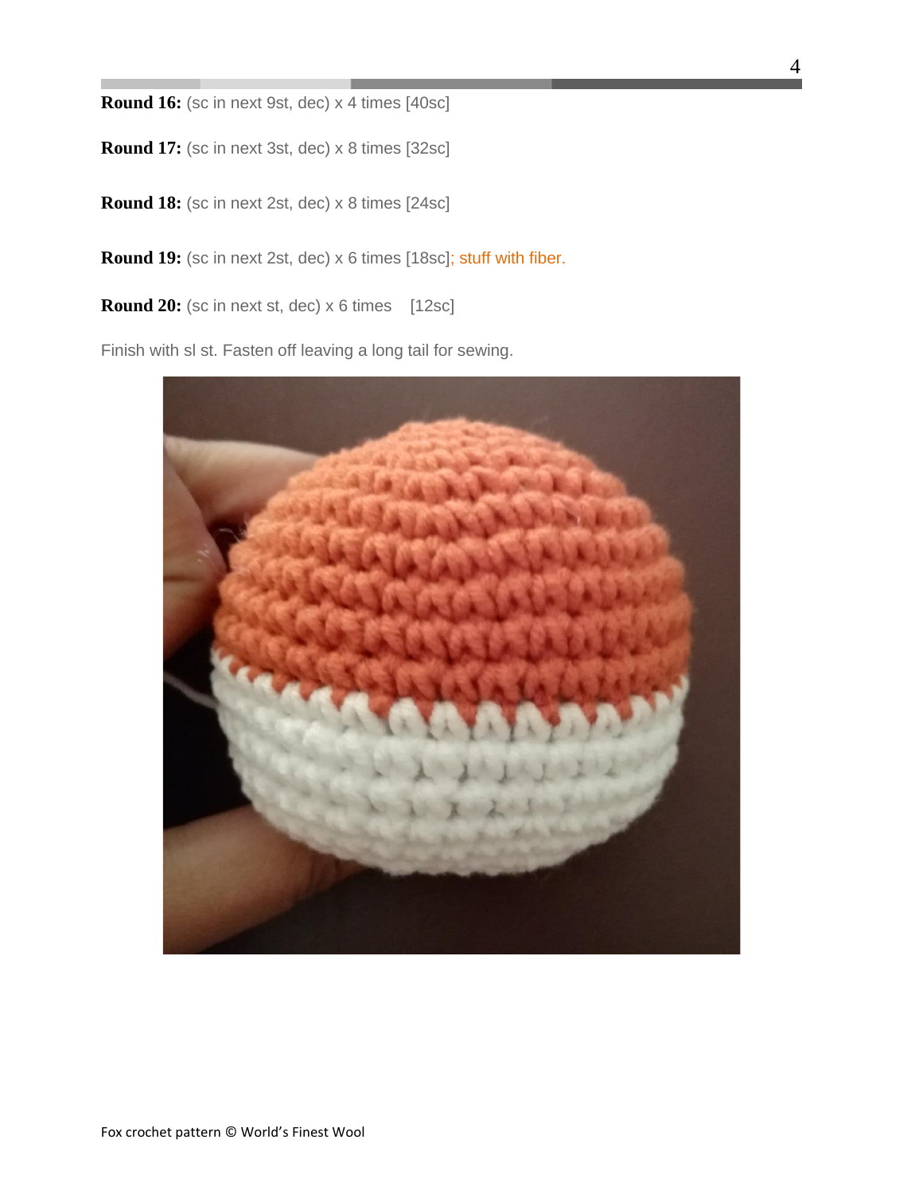**Round 16:** (sc in next 9st, dec) x 4 times [40sc]

**Round 17:** (sc in next 3st, dec) x 8 times [32sc]

**Round 18:** (sc in next 2st, dec) x 8 times [24sc]

**Round 19:** (sc in next 2st, dec) x 6 times [18sc]; stuff with fiber.

**Round 20:** (sc in next st, dec) x 6 times [12sc]

Finish with sl st. Fasten off leaving a long tail for sewing.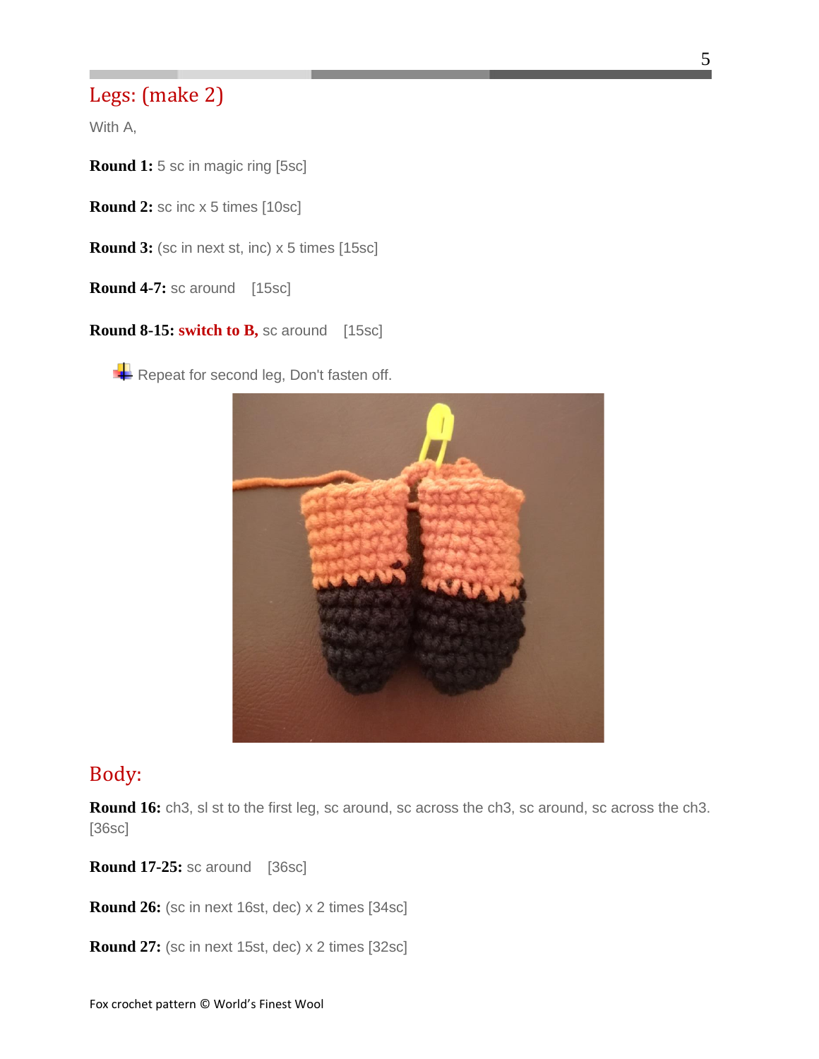## Legs: (make 2)

With A,

**Round 1:** 5 sc in magic ring [5sc]

**Round 2:** sc inc x 5 times [10sc]

**Round 3:** (sc in next st, inc) x 5 times [15sc]

**Round 4-7:** sc around [15sc]

**Round 8-15:** **switch to B,** sc around [15sc]

Repeat for second leg, Don't fasten off.

## Body:

**Round 16:** ch3, sl st to the first leg, sc around, sc across the ch3, sc around, sc across the ch3. [36sc]

**Round 17-25:** sc around [36sc]

**Round 26:** (sc in next 16st, dec) x 2 times [34sc]

**Round 27:** (sc in next 15st, dec) x 2 times [32sc]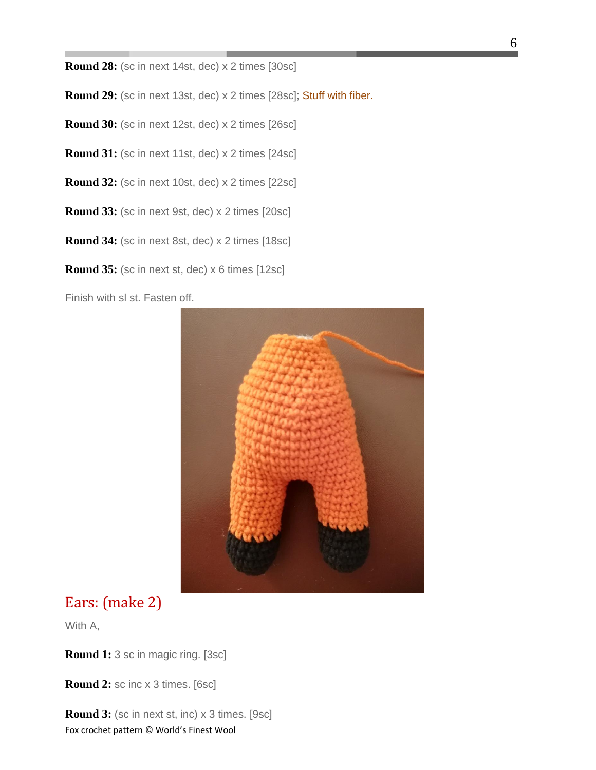**Round 28:** (sc in next 14st, dec) x 2 times [30sc]

**Round 29:** (sc in next 13st, dec) x 2 times [28sc]; Stuff with fiber.

**Round 30:** (sc in next 12st, dec) x 2 times [26sc]

**Round 31:** (sc in next 11st, dec) x 2 times [24sc]

**Round 32:** (sc in next 10st, dec) x 2 times [22sc]

**Round 33:** (sc in next 9st, dec) x 2 times [20sc]

**Round 34:** (sc in next 8st, dec) x 2 times [18sc]

**Round 35:** (sc in next st, dec) x 6 times [12sc]

Finish with sl st. Fasten off.

## Ears: (make 2)

With A,

**Round 1:** 3 sc in magic ring. [3sc]

**Round 2:** sc inc x 3 times. [6sc]

**Round 3:** (sc in next st, inc) x 3 times. [9sc]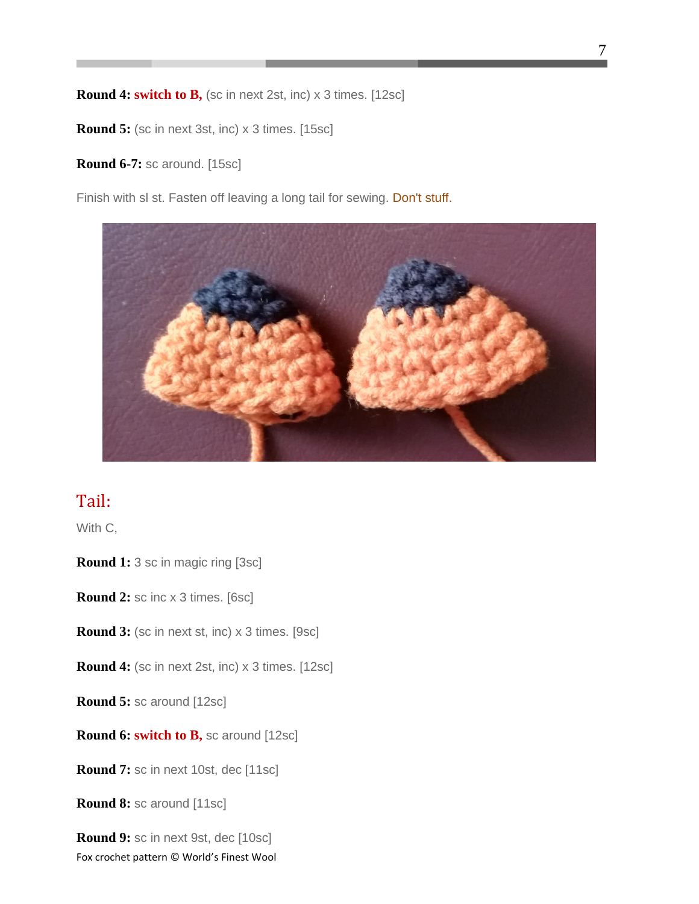**Round 4:** **switch to B,** (sc in next 2st, inc) x 3 times. [12sc]

**Round 5:** (sc in next 3st, inc) x 3 times. [15sc]

**Round 6-7:** sc around. [15sc]

Finish with sl st. Fasten off leaving a long tail for sewing. Don't stuff.

## Tail:

With C,

**Round 1:** 3 sc in magic ring [3sc]

**Round 2:** sc inc x 3 times. [6sc]

**Round 3:** (sc in next st, inc) x 3 times. [9sc]

**Round 4:** (sc in next 2st, inc) x 3 times. [12sc]

**Round 5:** sc around [12sc]

**Round 6:** **switch to B,** sc around [12sc]

**Round 7:** sc in next 10st, dec [11sc]

**Round 8:** sc around [11sc]

**Round 9:** sc in next 9st, dec [10sc]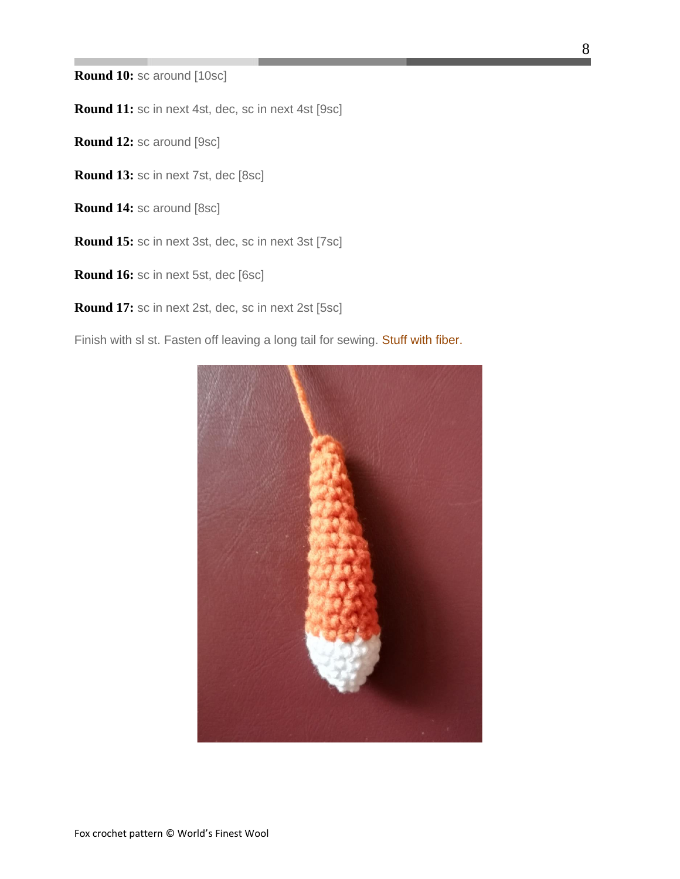**Round 10:** sc around [10sc]

**Round 11:** sc in next 4st, dec, sc in next 4st [9sc]

**Round 12:** sc around [9sc]

**Round 13:** sc in next 7st, dec [8sc]

**Round 14:** sc around [8sc]

**Round 15:** sc in next 3st, dec, sc in next 3st [7sc]

**Round 16:** sc in next 5st, dec [6sc]

**Round 17:** sc in next 2st, dec, sc in next 2st [5sc]

Finish with sl st. Fasten off leaving a long tail for sewing. Stuff with fiber.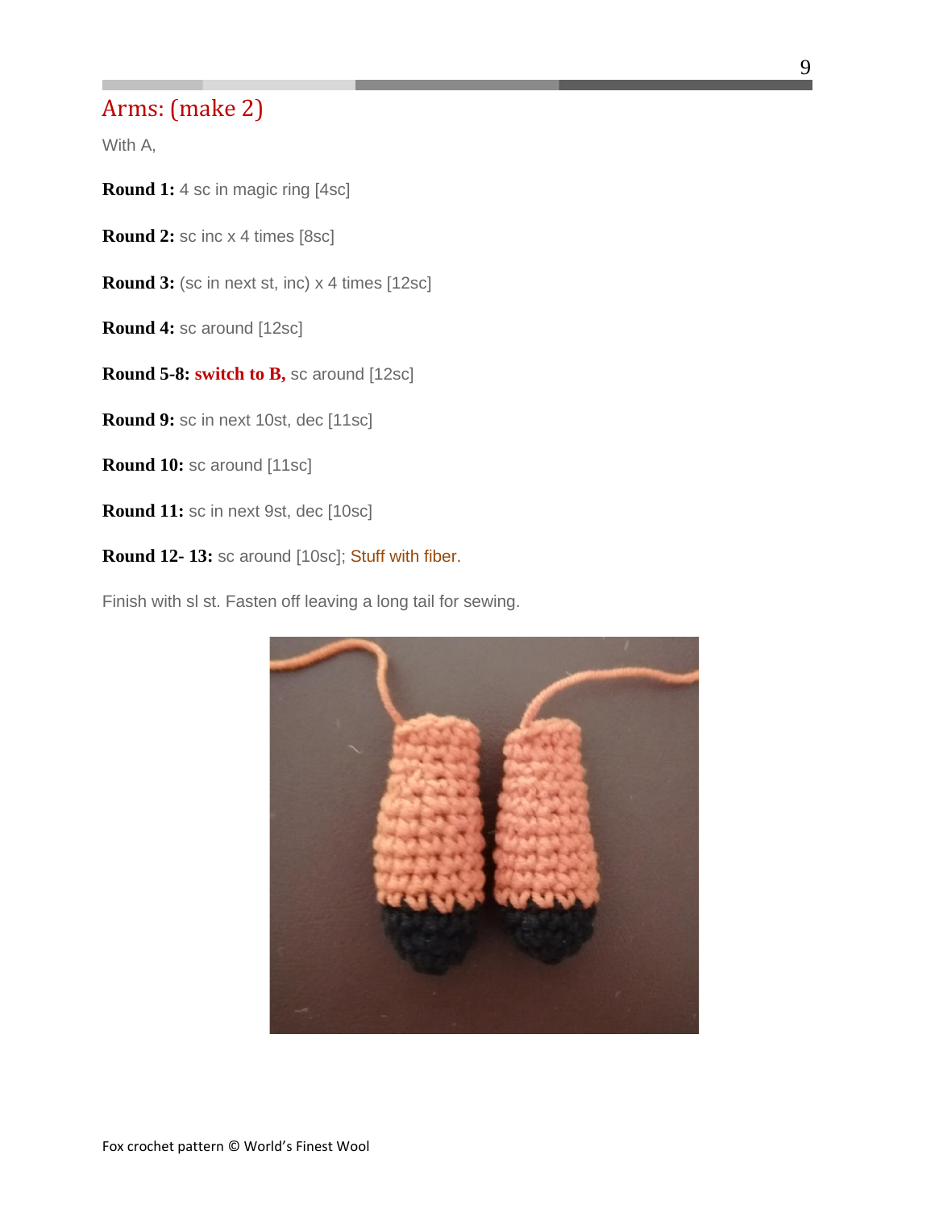## Arms: (make 2)

With A,

**Round 1:** 4 sc in magic ring [4sc]

**Round 2:** sc inc x 4 times [8sc]

**Round 3:** (sc in next st, inc) x 4 times [12sc]

**Round 4:** sc around [12sc]

**Round 5-8:** **switch to B,** sc around [12sc]

**Round 9:** sc in next 10st, dec [11sc]

**Round 10:** sc around [11sc]

**Round 11:** sc in next 9st, dec [10sc]

**Round 12- 13:** sc around [10sc]; Stuff with fiber.

Finish with sl st. Fasten off leaving a long tail for sewing.

Fox crochet pattern © World's Finest Wool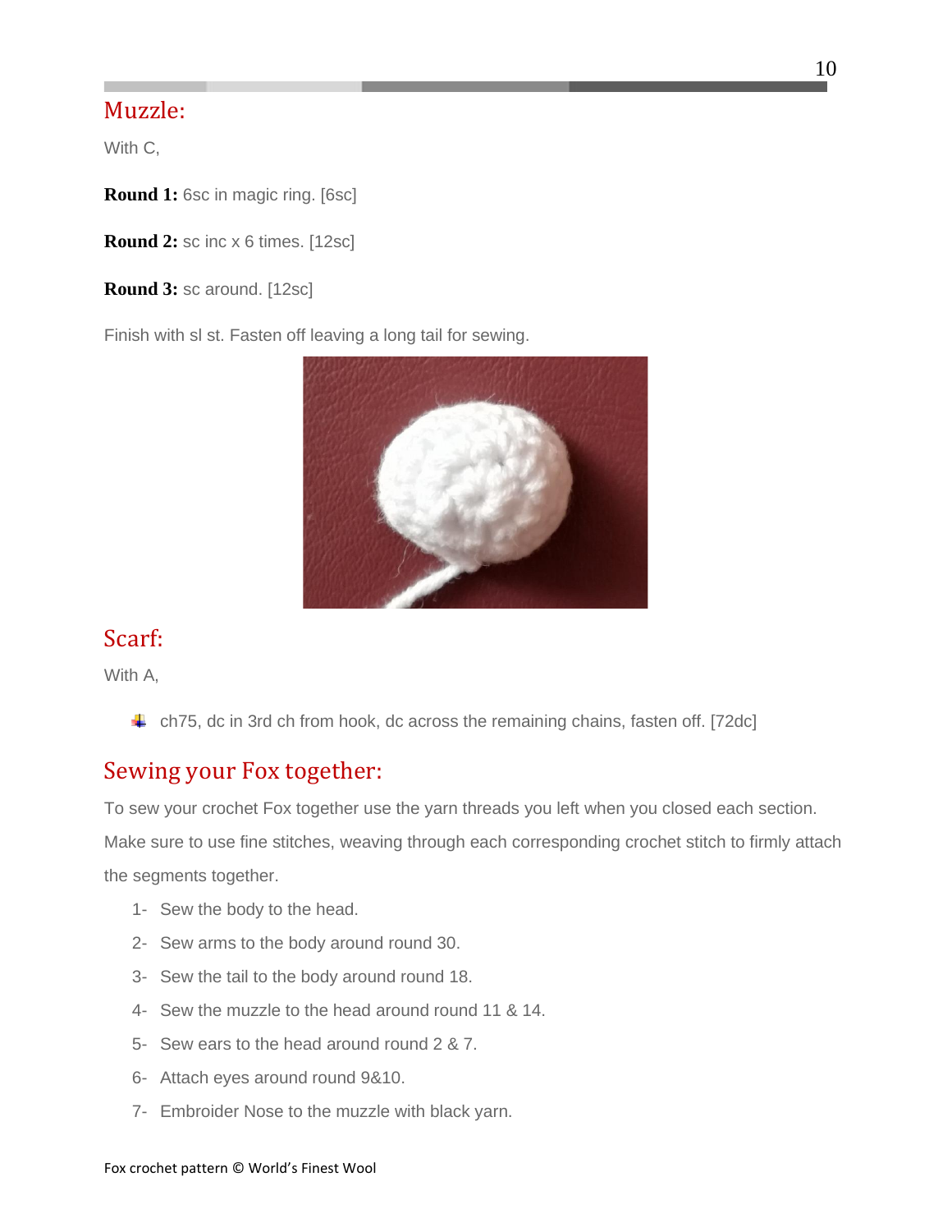## Muzzle:

With C,

**Round 1:** 6sc in magic ring. [6sc]

**Round 2:** sc inc x 6 times. [12sc]

**Round 3:** sc around. [12sc]

Finish with sl st. Fasten off leaving a long tail for sewing.

## Scarf:

With A,

- ch75, dc in 3rd ch from hook, dc across the remaining chains, fasten off. [72dc]

## Sewing your Fox together:

To sew your crochet Fox together use the yarn threads you left when you closed each section. Make sure to use fine stitches, weaving through each corresponding crochet stitch to firmly attach the segments together.

1- Sew the body to the head.
2- Sew arms to the body around round 30.
3- Sew the tail to the body around round 18.
4- Sew the muzzle to the head around round 11 & 14.
5- Sew ears to the head around round 2 & 7.
6- Attach eyes around round 9&10.
7- Embroider Nose to the muzzle with black yarn.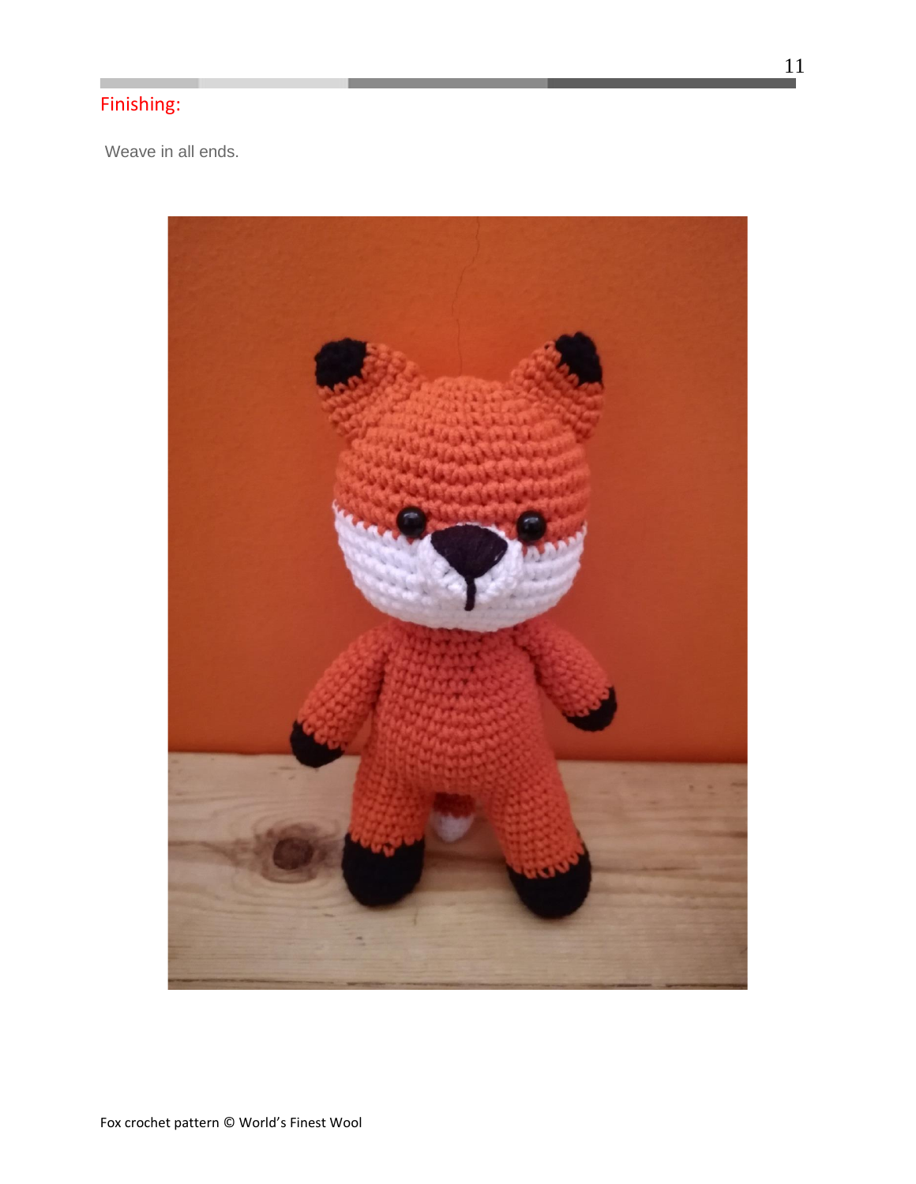## Finishing:

Weave in all ends.